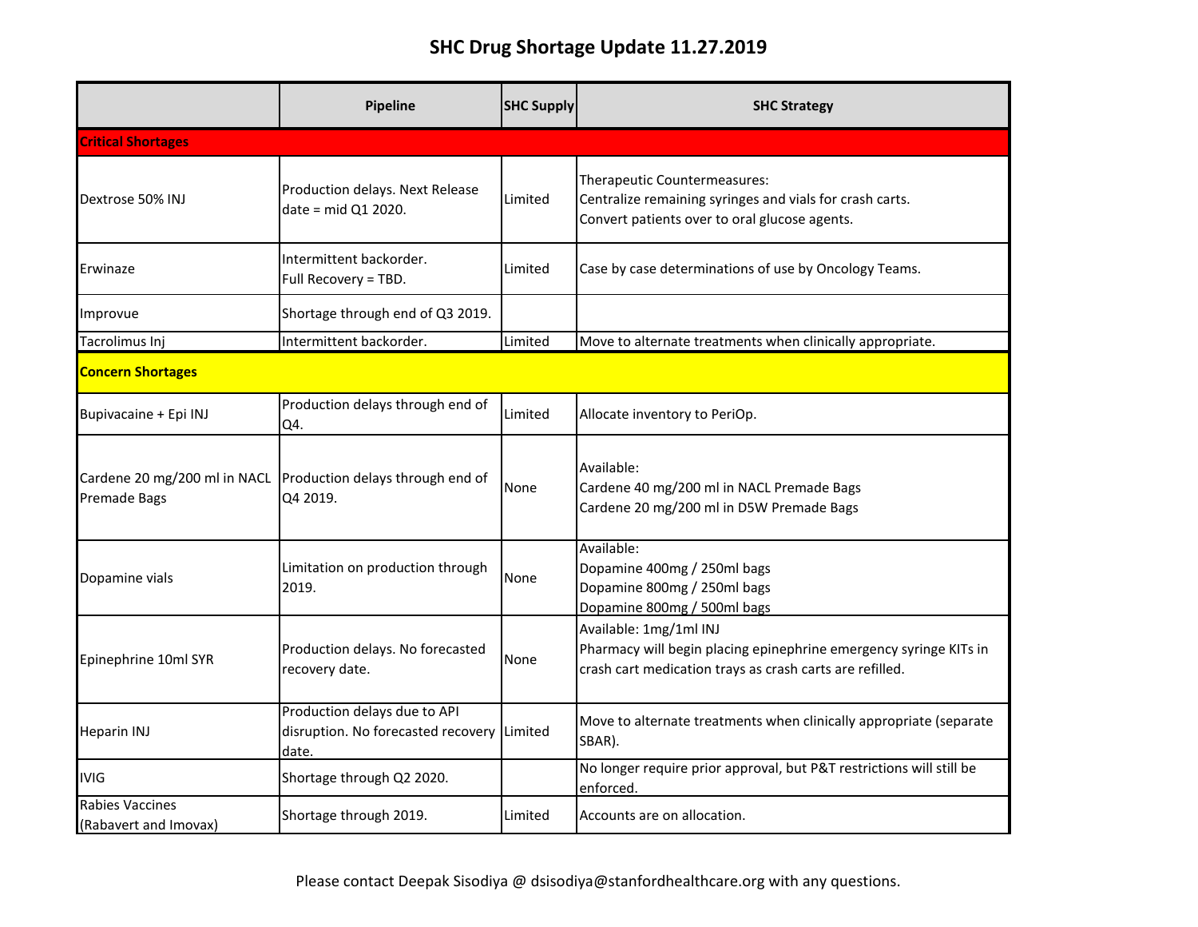# SHC Drug Shortage Update 11.27.2019

| | Pipeline | SHC Supply | SHC Strategy |
|---|---|---|---|
| **Critical Shortages** | | | |
| Dextrose 50% INJ | Production delays. Next Release date = mid Q1 2020. | Limited | Therapeutic Countermeasures:<br>Centralize remaining syringes and vials for crash carts.<br>Convert patients over to oral glucose agents. |
| Erwinaze | Intermittent backorder.<br>Full Recovery = TBD. | Limited | Case by case determinations of use by Oncology Teams. |
| Improvue | Shortage through end of Q3 2019. | | |
| Tacrolimus Inj | Intermittent backorder. | Limited | Move to alternate treatments when clinically appropriate. |
| **Concern Shortages** | | | |
| Bupivacaine + Epi INJ | Production delays through end of Q4. | Limited | Allocate inventory to PeriOp. |
| Cardene 20 mg/200 ml in NACL Premade Bags | Production delays through end of Q4 2019. | None | Available:<br>Cardene 40 mg/200 ml in NACL Premade Bags<br>Cardene 20 mg/200 ml in D5W Premade Bags |
| Dopamine vials | Limitation on production through 2019. | None | Available:<br>Dopamine 400mg / 250ml bags<br>Dopamine 800mg / 250ml bags<br>Dopamine 800mg / 500ml bags |
| Epinephrine 10ml SYR | Production delays. No forecasted recovery date. | None | Available: 1mg/1ml INJ<br>Pharmacy will begin placing epinephrine emergency syringe KITs in crash cart medication trays as crash carts are refilled. |
| Heparin INJ | Production delays due to API disruption. No forecasted recovery date. | Limited | Move to alternate treatments when clinically appropriate (separate SBAR). |
| IVIG | Shortage through Q2 2020. | | No longer require prior approval, but P&T restrictions will still be enforced. |
| Rabies Vaccines (Rabavert and Imovax) | Shortage through 2019. | Limited | Accounts are on allocation. |

Please contact Deepak Sisodiya @ dsisodiya@stanfordhealthcare.org with any questions.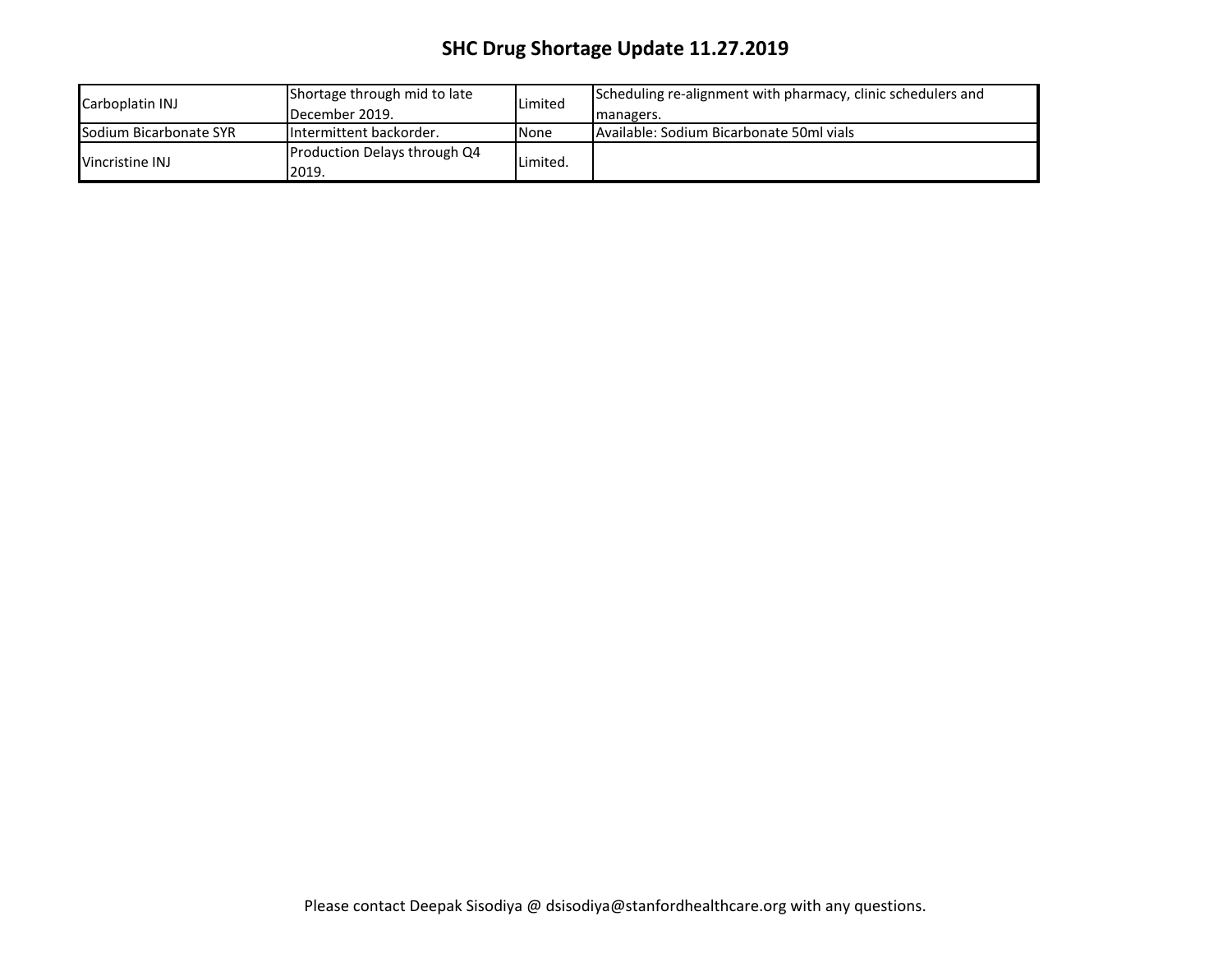# SHC Drug Shortage Update 11.27.2019

| | | | |
|---|---|---|---|
| Carboplatin INJ | Shortage through mid to late December 2019. | Limited | Scheduling re-alignment with pharmacy, clinic schedulers and managers. |
| Sodium Bicarbonate SYR | Intermittent backorder. | None | Available: Sodium Bicarbonate 50ml vials |
| Vincristine INJ | Production Delays through Q4 2019. | Limited. | |

Please contact Deepak Sisodiya @ dsisodiya@stanfordhealthcare.org with any questions.